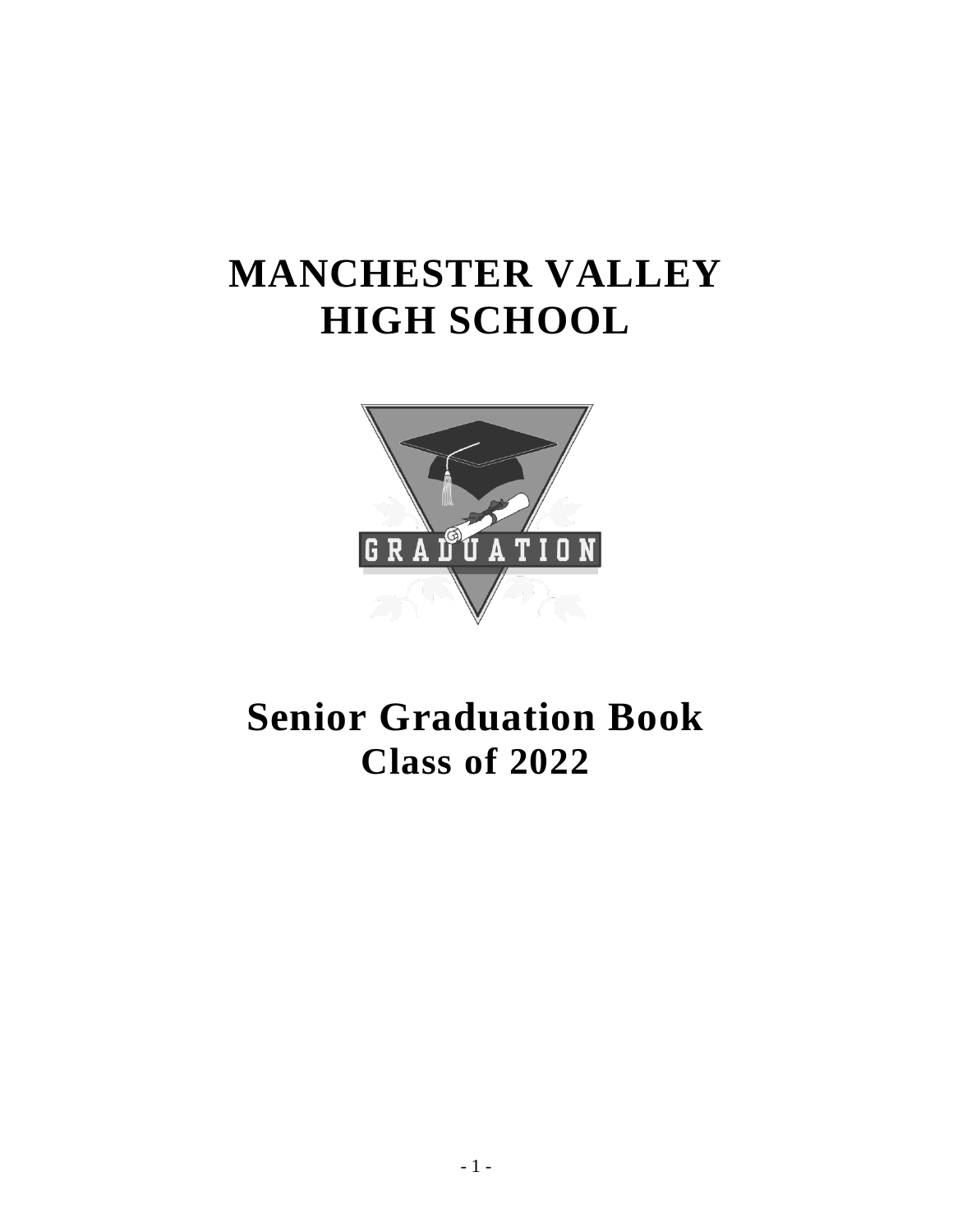# MANCHESTER VALLEY HIGH SCHOOL

# Senior Graduation Book
## Class of 2022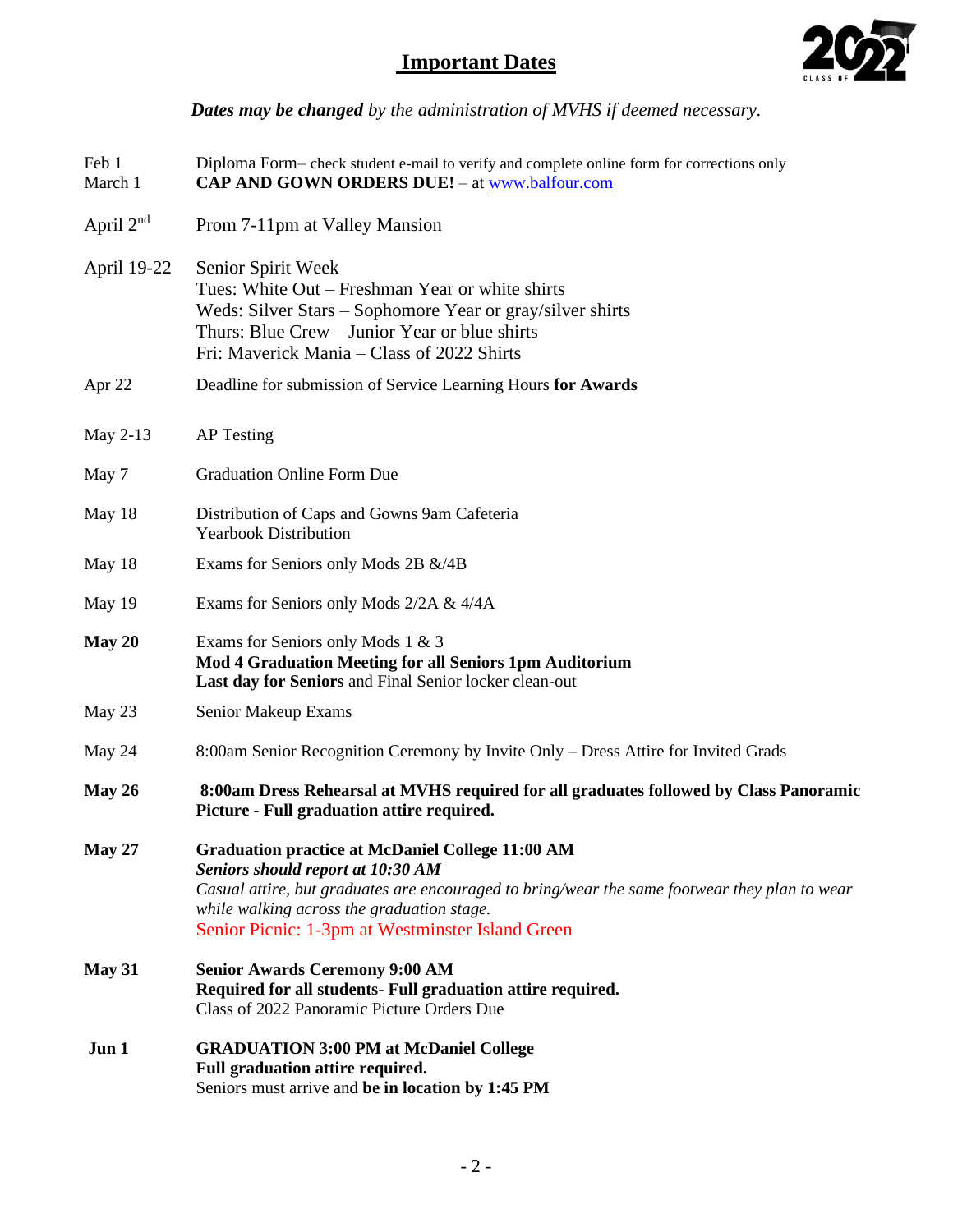# Important Dates

***Dates may be changed*** *by the administration of MVHS if deemed necessary.*

| Date | Event |
|---|---|
| Feb 1 | Diploma Form– check student e-mail to verify and complete online form for corrections only |
| March 1 | **CAP AND GOWN ORDERS DUE!** – at www.balfour.com |
| April 2nd | Prom 7-11pm at Valley Mansion |
| April 19-22 | Senior Spirit Week<br>Tues: White Out – Freshman Year or white shirts<br>Weds: Silver Stars – Sophomore Year or gray/silver shirts<br>Thurs: Blue Crew – Junior Year or blue shirts<br>Fri: Maverick Mania – Class of 2022 Shirts |
| Apr 22 | Deadline for submission of Service Learning Hours **for Awards** |
| May 2-13 | AP Testing |
| May 7 | Graduation Online Form Due |
| May 18 | Distribution of Caps and Gowns 9am Cafeteria<br>Yearbook Distribution |
| May 18 | Exams for Seniors only Mods 2B &/4B |
| May 19 | Exams for Seniors only Mods 2/2A & 4/4A |
| **May 20** | Exams for Seniors only Mods 1 & 3<br>**Mod 4 Graduation Meeting for all Seniors 1pm Auditorium**<br>**Last day for Seniors** and Final Senior locker clean-out |
| May 23 | Senior Makeup Exams |
| May 24 | 8:00am Senior Recognition Ceremony by Invite Only – Dress Attire for Invited Grads |
| **May 26** | **8:00am Dress Rehearsal at MVHS required for all graduates followed by Class Panoramic Picture - Full graduation attire required.** |
| **May 27** | **Graduation practice at McDaniel College 11:00 AM**<br>***Seniors should report at 10:30 AM***<br>*Casual attire, but graduates are encouraged to bring/wear the same footwear they plan to wear while walking across the graduation stage.*<br>Senior Picnic: 1-3pm at Westminster Island Green |
| **May 31** | **Senior Awards Ceremony 9:00 AM**<br>**Required for all students- Full graduation attire required.**<br>Class of 2022 Panoramic Picture Orders Due |
| **Jun 1** | **GRADUATION 3:00 PM at McDaniel College**<br>**Full graduation attire required.**<br>Seniors must arrive and **be in location by 1:45 PM** |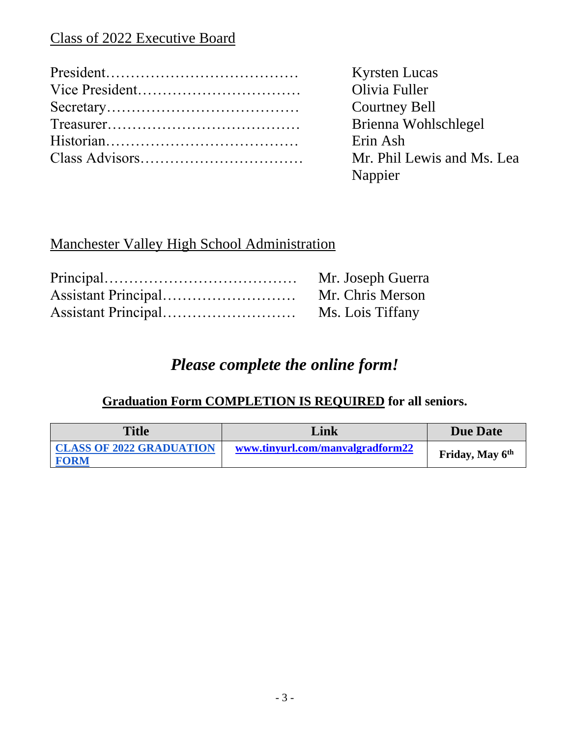## Class of 2022 Executive Board

President…………………………………. Kyrsten Lucas
Vice President……………………………. Olivia Fuller
Secretary…………………………………. Courtney Bell
Treasurer…………………………………. Brienna Wohlschlegel
Historian…………………………………. Erin Ash
Class Advisors……………………………. Mr. Phil Lewis and Ms. Lea Nappier

## Manchester Valley High School Administration

Principal…………………………………. Mr. Joseph Guerra
Assistant Principal………………………. Mr. Chris Merson
Assistant Principal………………………. Ms. Lois Tiffany

## *Please complete the online form!*

**Graduation Form COMPLETION IS REQUIRED for all seniors.**

| Title | Link | Due Date |
| --- | --- | --- |
| **CLASS OF 2022 GRADUATION FORM** | **www.tinyurl.com/manvalgradform22** | **Friday, May 6th** |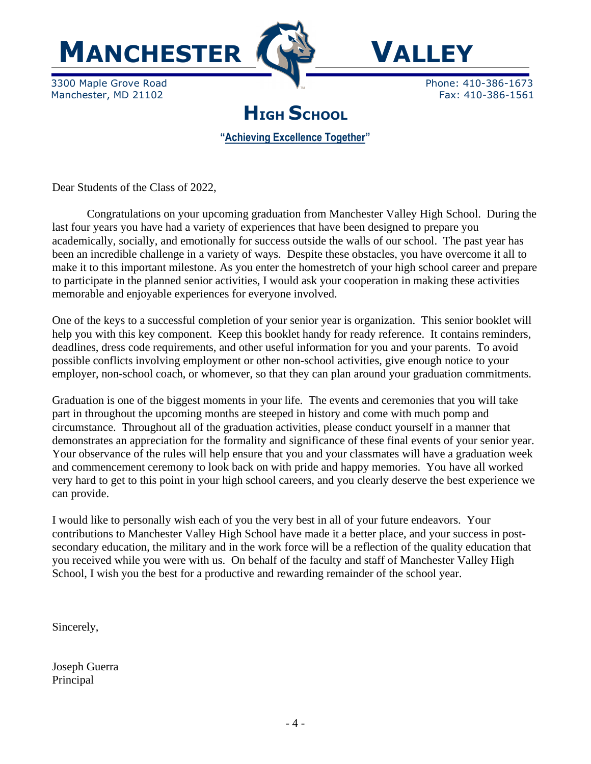# MANCHESTER VALLEY

3300 Maple Grove Road
Manchester, MD 21102

Phone: 410-386-1673
Fax: 410-386-1561

## HIGH SCHOOL

**"Achieving Excellence Together"**

Dear Students of the Class of 2022,

Congratulations on your upcoming graduation from Manchester Valley High School. During the last four years you have had a variety of experiences that have been designed to prepare you academically, socially, and emotionally for success outside the walls of our school. The past year has been an incredible challenge in a variety of ways. Despite these obstacles, you have overcome it all to make it to this important milestone. As you enter the homestretch of your high school career and prepare to participate in the planned senior activities, I would ask your cooperation in making these activities memorable and enjoyable experiences for everyone involved.

One of the keys to a successful completion of your senior year is organization. This senior booklet will help you with this key component. Keep this booklet handy for ready reference. It contains reminders, deadlines, dress code requirements, and other useful information for you and your parents. To avoid possible conflicts involving employment or other non-school activities, give enough notice to your employer, non-school coach, or whomever, so that they can plan around your graduation commitments.

Graduation is one of the biggest moments in your life. The events and ceremonies that you will take part in throughout the upcoming months are steeped in history and come with much pomp and circumstance. Throughout all of the graduation activities, please conduct yourself in a manner that demonstrates an appreciation for the formality and significance of these final events of your senior year. Your observance of the rules will help ensure that you and your classmates will have a graduation week and commencement ceremony to look back on with pride and happy memories. You have all worked very hard to get to this point in your high school careers, and you clearly deserve the best experience we can provide.

I would like to personally wish each of you the very best in all of your future endeavors. Your contributions to Manchester Valley High School have made it a better place, and your success in post-secondary education, the military and in the work force will be a reflection of the quality education that you received while you were with us. On behalf of the faculty and staff of Manchester Valley High School, I wish you the best for a productive and rewarding remainder of the school year.

Sincerely,

Joseph Guerra
Principal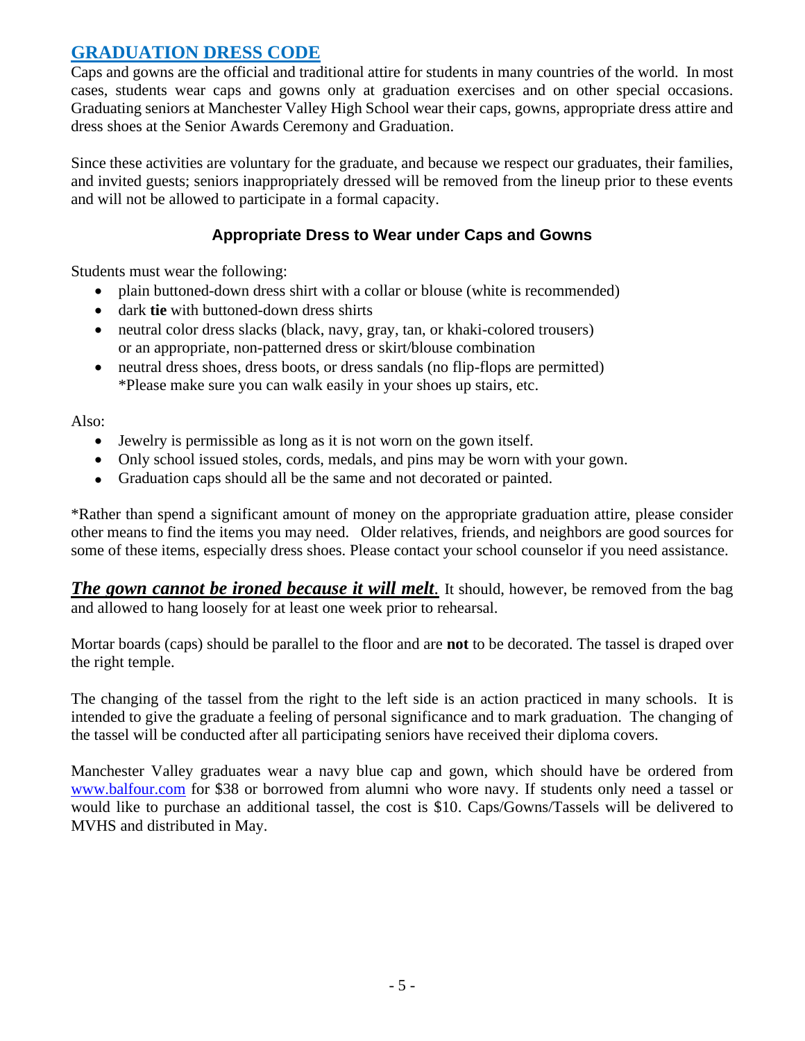## GRADUATION DRESS CODE

Caps and gowns are the official and traditional attire for students in many countries of the world. In most cases, students wear caps and gowns only at graduation exercises and on other special occasions. Graduating seniors at Manchester Valley High School wear their caps, gowns, appropriate dress attire and dress shoes at the Senior Awards Ceremony and Graduation.

Since these activities are voluntary for the graduate, and because we respect our graduates, their families, and invited guests; seniors inappropriately dressed will be removed from the lineup prior to these events and will not be allowed to participate in a formal capacity.

### Appropriate Dress to Wear under Caps and Gowns

Students must wear the following:

- plain buttoned-down dress shirt with a collar or blouse (white is recommended)
- dark **tie** with buttoned-down dress shirts
- neutral color dress slacks (black, navy, gray, tan, or khaki-colored trousers) or an appropriate, non-patterned dress or skirt/blouse combination
- neutral dress shoes, dress boots, or dress sandals (no flip-flops are permitted) *Please make sure you can walk easily in your shoes up stairs, etc.

Also:

- Jewelry is permissible as long as it is not worn on the gown itself.
- Only school issued stoles, cords, medals, and pins may be worn with your gown.
- Graduation caps should all be the same and not decorated or painted.

*Rather than spend a significant amount of money on the appropriate graduation attire, please consider other means to find the items you may need. Older relatives, friends, and neighbors are good sources for some of these items, especially dress shoes. Please contact your school counselor if you need assistance.

***The gown cannot be ironed because it will melt.*** It should, however, be removed from the bag and allowed to hang loosely for at least one week prior to rehearsal.

Mortar boards (caps) should be parallel to the floor and are **not** to be decorated. The tassel is draped over the right temple.

The changing of the tassel from the right to the left side is an action practiced in many schools. It is intended to give the graduate a feeling of personal significance and to mark graduation. The changing of the tassel will be conducted after all participating seniors have received their diploma covers.

Manchester Valley graduates wear a navy blue cap and gown, which should have be ordered from www.balfour.com for $38 or borrowed from alumni who wore navy. If students only need a tassel or would like to purchase an additional tassel, the cost is $10. Caps/Gowns/Tassels will be delivered to MVHS and distributed in May.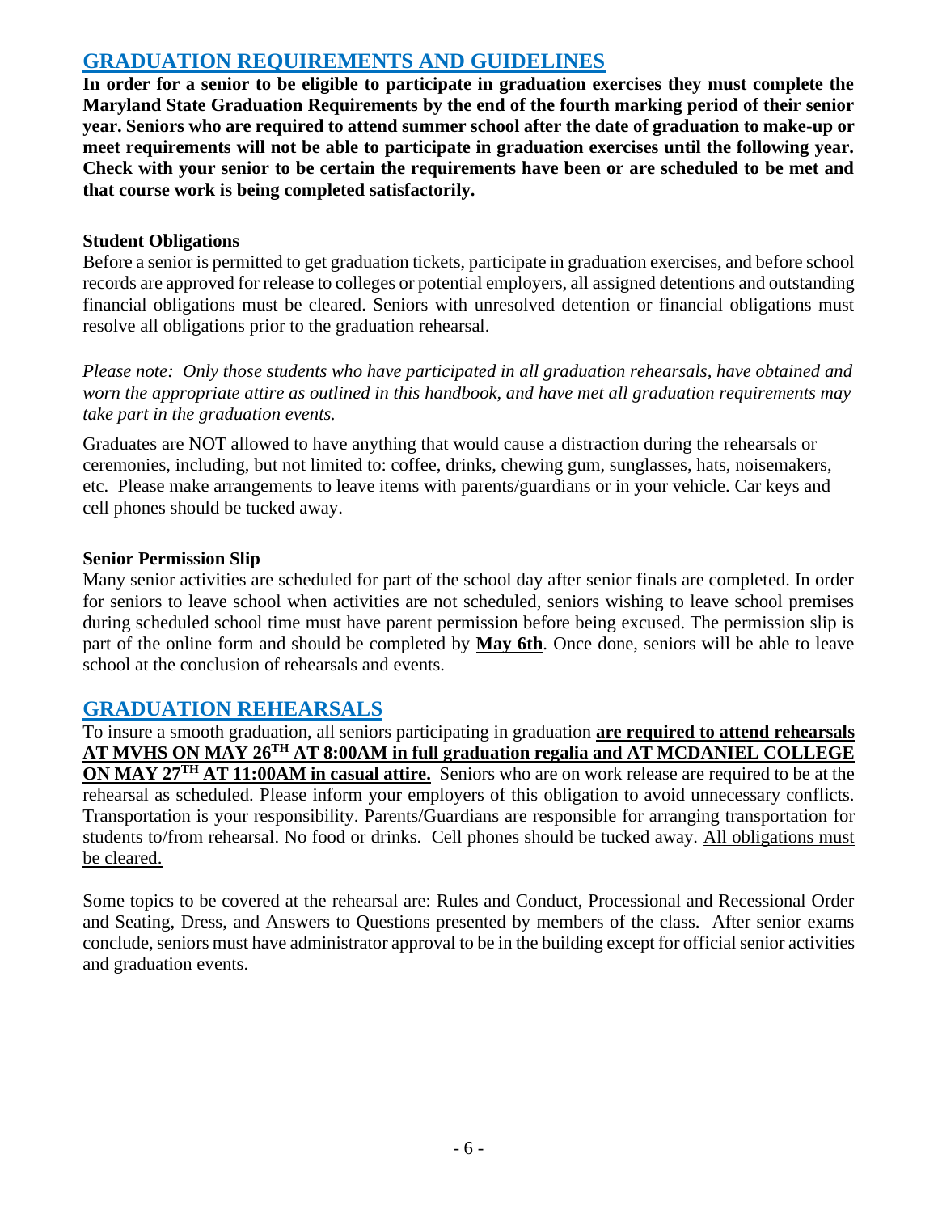## GRADUATION REQUIREMENTS AND GUIDELINES

**In order for a senior to be eligible to participate in graduation exercises they must complete the Maryland State Graduation Requirements by the end of the fourth marking period of their senior year. Seniors who are required to attend summer school after the date of graduation to make-up or meet requirements will not be able to participate in graduation exercises until the following year. Check with your senior to be certain the requirements have been or are scheduled to be met and that course work is being completed satisfactorily.**

### Student Obligations

Before a senior is permitted to get graduation tickets, participate in graduation exercises, and before school records are approved for release to colleges or potential employers, all assigned detentions and outstanding financial obligations must be cleared. Seniors with unresolved detention or financial obligations must resolve all obligations prior to the graduation rehearsal.

*Please note: Only those students who have participated in all graduation rehearsals, have obtained and worn the appropriate attire as outlined in this handbook, and have met all graduation requirements may take part in the graduation events.*

Graduates are NOT allowed to have anything that would cause a distraction during the rehearsals or ceremonies, including, but not limited to: coffee, drinks, chewing gum, sunglasses, hats, noisemakers, etc. Please make arrangements to leave items with parents/guardians or in your vehicle. Car keys and cell phones should be tucked away.

### Senior Permission Slip

Many senior activities are scheduled for part of the school day after senior finals are completed. In order for seniors to leave school when activities are not scheduled, seniors wishing to leave school premises during scheduled school time must have parent permission before being excused. The permission slip is part of the online form and should be completed by **May 6th**. Once done, seniors will be able to leave school at the conclusion of rehearsals and events.

## GRADUATION REHEARSALS

To insure a smooth graduation, all seniors participating in graduation **are required to attend rehearsals AT MVHS ON MAY 26TH AT 8:00AM in full graduation regalia and AT MCDANIEL COLLEGE ON MAY 27TH AT 11:00AM in casual attire.** Seniors who are on work release are required to be at the rehearsal as scheduled. Please inform your employers of this obligation to avoid unnecessary conflicts. Transportation is your responsibility. Parents/Guardians are responsible for arranging transportation for students to/from rehearsal. No food or drinks. Cell phones should be tucked away. All obligations must be cleared.

Some topics to be covered at the rehearsal are: Rules and Conduct, Processional and Recessional Order and Seating, Dress, and Answers to Questions presented by members of the class. After senior exams conclude, seniors must have administrator approval to be in the building except for official senior activities and graduation events.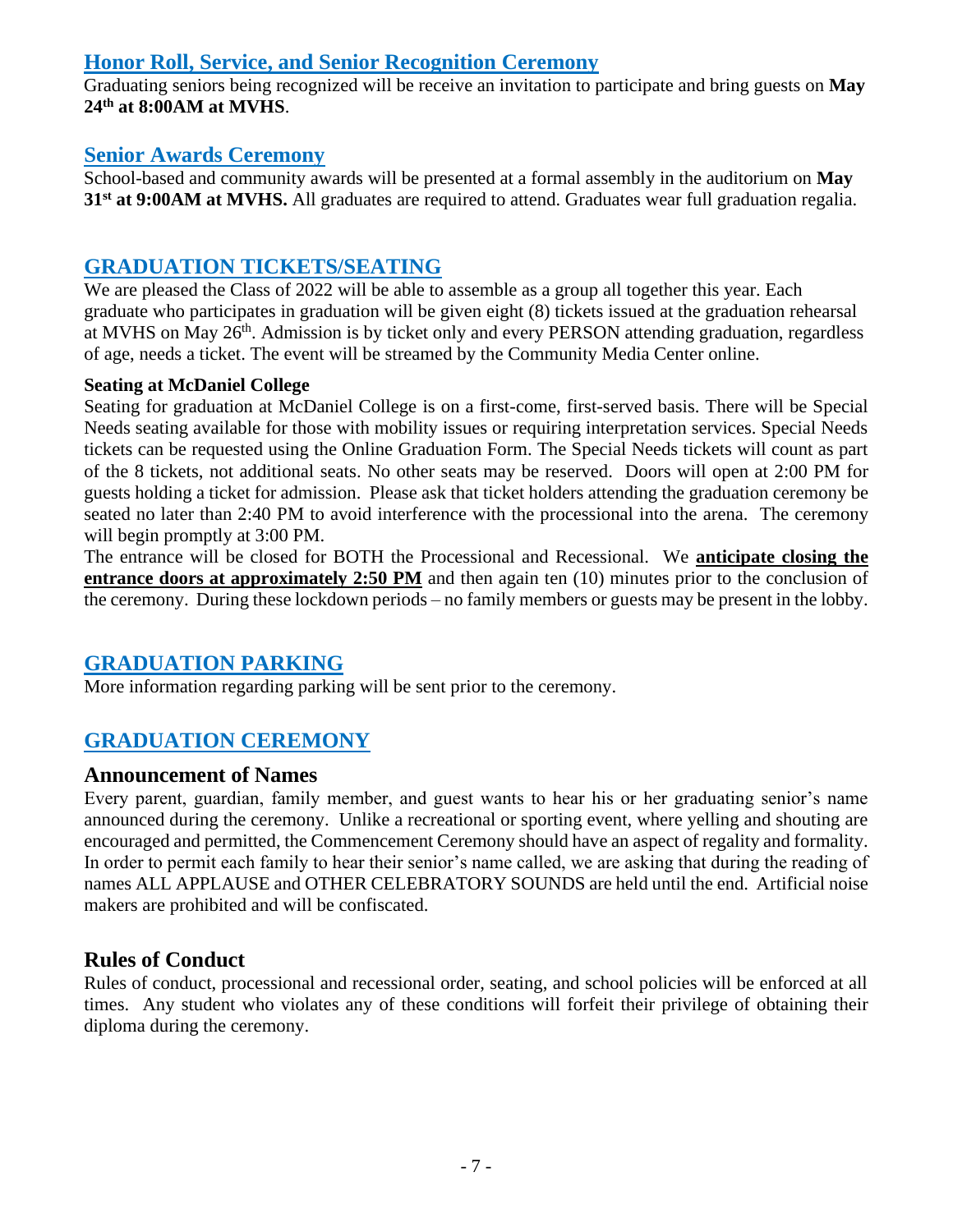## Honor Roll, Service, and Senior Recognition Ceremony

Graduating seniors being recognized will be receive an invitation to participate and bring guests on **May 24th at 8:00AM at MVHS**.

## Senior Awards Ceremony

School-based and community awards will be presented at a formal assembly in the auditorium on **May 31st at 9:00AM at MVHS.** All graduates are required to attend. Graduates wear full graduation regalia.

## GRADUATION TICKETS/SEATING

We are pleased the Class of 2022 will be able to assemble as a group all together this year. Each graduate who participates in graduation will be given eight (8) tickets issued at the graduation rehearsal at MVHS on May 26th. Admission is by ticket only and every PERSON attending graduation, regardless of age, needs a ticket. The event will be streamed by the Community Media Center online.

**Seating at McDaniel College**

Seating for graduation at McDaniel College is on a first-come, first-served basis. There will be Special Needs seating available for those with mobility issues or requiring interpretation services. Special Needs tickets can be requested using the Online Graduation Form. The Special Needs tickets will count as part of the 8 tickets, not additional seats. No other seats may be reserved. Doors will open at 2:00 PM for guests holding a ticket for admission. Please ask that ticket holders attending the graduation ceremony be seated no later than 2:40 PM to avoid interference with the processional into the arena. The ceremony will begin promptly at 3:00 PM.

The entrance will be closed for BOTH the Processional and Recessional. We **anticipate closing the entrance doors at approximately 2:50 PM** and then again ten (10) minutes prior to the conclusion of the ceremony. During these lockdown periods – no family members or guests may be present in the lobby.

## GRADUATION PARKING

More information regarding parking will be sent prior to the ceremony.

## GRADUATION CEREMONY

### Announcement of Names

Every parent, guardian, family member, and guest wants to hear his or her graduating senior's name announced during the ceremony. Unlike a recreational or sporting event, where yelling and shouting are encouraged and permitted, the Commencement Ceremony should have an aspect of regality and formality. In order to permit each family to hear their senior's name called, we are asking that during the reading of names ALL APPLAUSE and OTHER CELEBRATORY SOUNDS are held until the end. Artificial noise makers are prohibited and will be confiscated.

### Rules of Conduct

Rules of conduct, processional and recessional order, seating, and school policies will be enforced at all times. Any student who violates any of these conditions will forfeit their privilege of obtaining their diploma during the ceremony.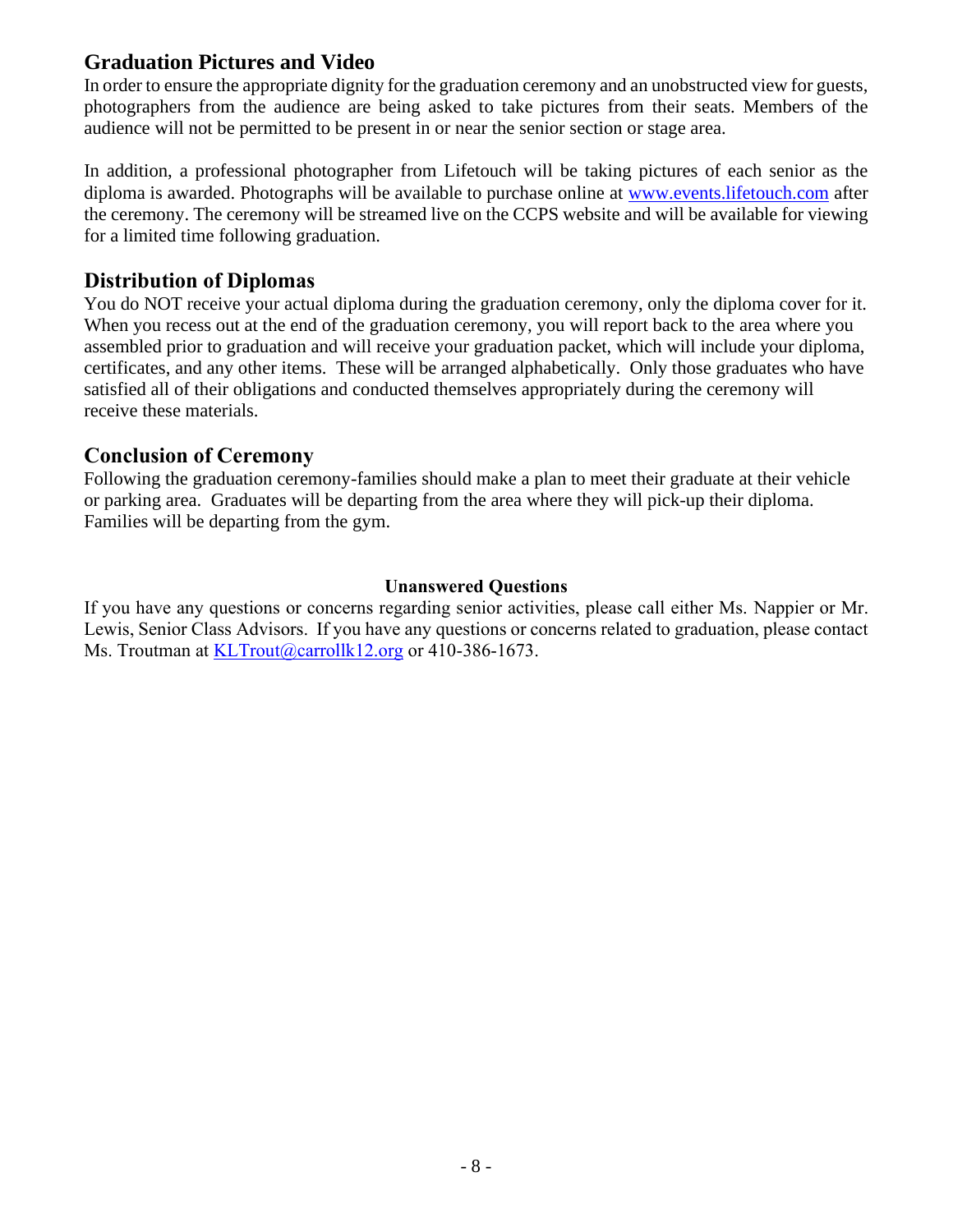## Graduation Pictures and Video

In order to ensure the appropriate dignity for the graduation ceremony and an unobstructed view for guests, photographers from the audience are being asked to take pictures from their seats. Members of the audience will not be permitted to be present in or near the senior section or stage area.

In addition, a professional photographer from Lifetouch will be taking pictures of each senior as the diploma is awarded. Photographs will be available to purchase online at www.events.lifetouch.com after the ceremony. The ceremony will be streamed live on the CCPS website and will be available for viewing for a limited time following graduation.

## Distribution of Diplomas

You do NOT receive your actual diploma during the graduation ceremony, only the diploma cover for it. When you recess out at the end of the graduation ceremony, you will report back to the area where you assembled prior to graduation and will receive your graduation packet, which will include your diploma, certificates, and any other items. These will be arranged alphabetically. Only those graduates who have satisfied all of their obligations and conducted themselves appropriately during the ceremony will receive these materials.

## Conclusion of Ceremony

Following the graduation ceremony-families should make a plan to meet their graduate at their vehicle or parking area. Graduates will be departing from the area where they will pick-up their diploma. Families will be departing from the gym.

**Unanswered Questions**

If you have any questions or concerns regarding senior activities, please call either Ms. Nappier or Mr. Lewis, Senior Class Advisors. If you have any questions or concerns related to graduation, please contact Ms. Troutman at KLTrout@carrollk12.org or 410-386-1673.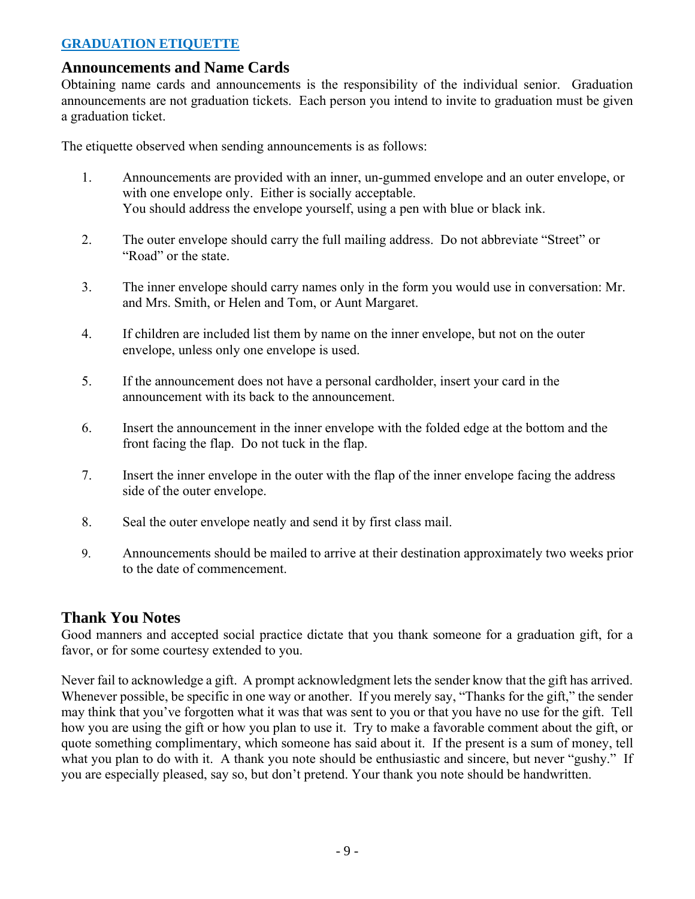**GRADUATION ETIQUETTE**

## Announcements and Name Cards

Obtaining name cards and announcements is the responsibility of the individual senior. Graduation announcements are not graduation tickets. Each person you intend to invite to graduation must be given a graduation ticket.

The etiquette observed when sending announcements is as follows:

1. Announcements are provided with an inner, un-gummed envelope and an outer envelope, or with one envelope only. Either is socially acceptable.
   You should address the envelope yourself, using a pen with blue or black ink.

2. The outer envelope should carry the full mailing address. Do not abbreviate "Street" or "Road" or the state.

3. The inner envelope should carry names only in the form you would use in conversation: Mr. and Mrs. Smith, or Helen and Tom, or Aunt Margaret.

4. If children are included list them by name on the inner envelope, but not on the outer envelope, unless only one envelope is used.

5. If the announcement does not have a personal cardholder, insert your card in the announcement with its back to the announcement.

6. Insert the announcement in the inner envelope with the folded edge at the bottom and the front facing the flap. Do not tuck in the flap.

7. Insert the inner envelope in the outer with the flap of the inner envelope facing the address side of the outer envelope.

8. Seal the outer envelope neatly and send it by first class mail.

9. Announcements should be mailed to arrive at their destination approximately two weeks prior to the date of commencement.

## Thank You Notes

Good manners and accepted social practice dictate that you thank someone for a graduation gift, for a favor, or for some courtesy extended to you.

Never fail to acknowledge a gift. A prompt acknowledgment lets the sender know that the gift has arrived. Whenever possible, be specific in one way or another. If you merely say, "Thanks for the gift," the sender may think that you've forgotten what it was that was sent to you or that you have no use for the gift. Tell how you are using the gift or how you plan to use it. Try to make a favorable comment about the gift, or quote something complimentary, which someone has said about it. If the present is a sum of money, tell what you plan to do with it. A thank you note should be enthusiastic and sincere, but never "gushy." If you are especially pleased, say so, but don't pretend. Your thank you note should be handwritten.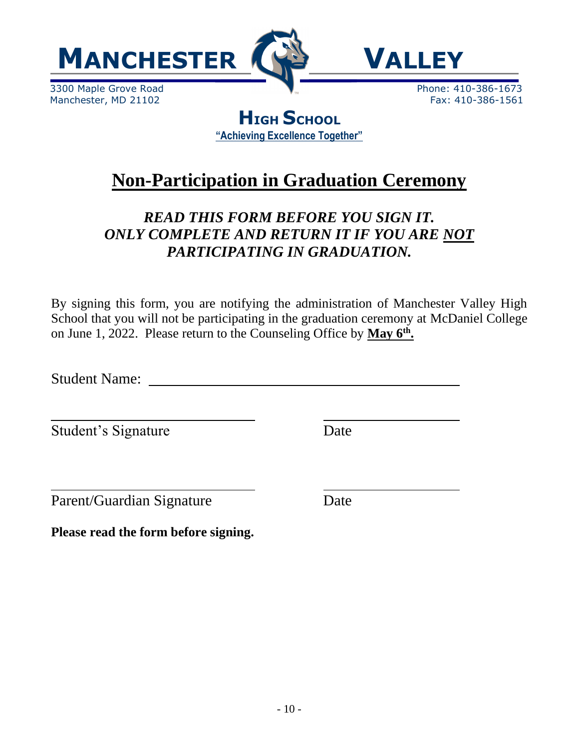**MANCHESTER VALLEY**

3300 Maple Grove Road
Manchester, MD 21102

Phone: 410-386-1673
Fax: 410-386-1561

**HIGH SCHOOL**

**"Achieving Excellence Together"**

# Non-Participation in Graduation Ceremony

***READ THIS FORM BEFORE YOU SIGN IT.***
***ONLY COMPLETE AND RETURN IT IF YOU ARE NOT PARTICIPATING IN GRADUATION.***

By signing this form, you are notifying the administration of Manchester Valley High School that you will not be participating in the graduation ceremony at McDaniel College on June 1, 2022. Please return to the Counseling Office by **May 6th.**

Student Name: ___________________________________________

______________________________ ____________________

Student's Signature Date

______________________________ ____________________

Parent/Guardian Signature Date

**Please read the form before signing.**